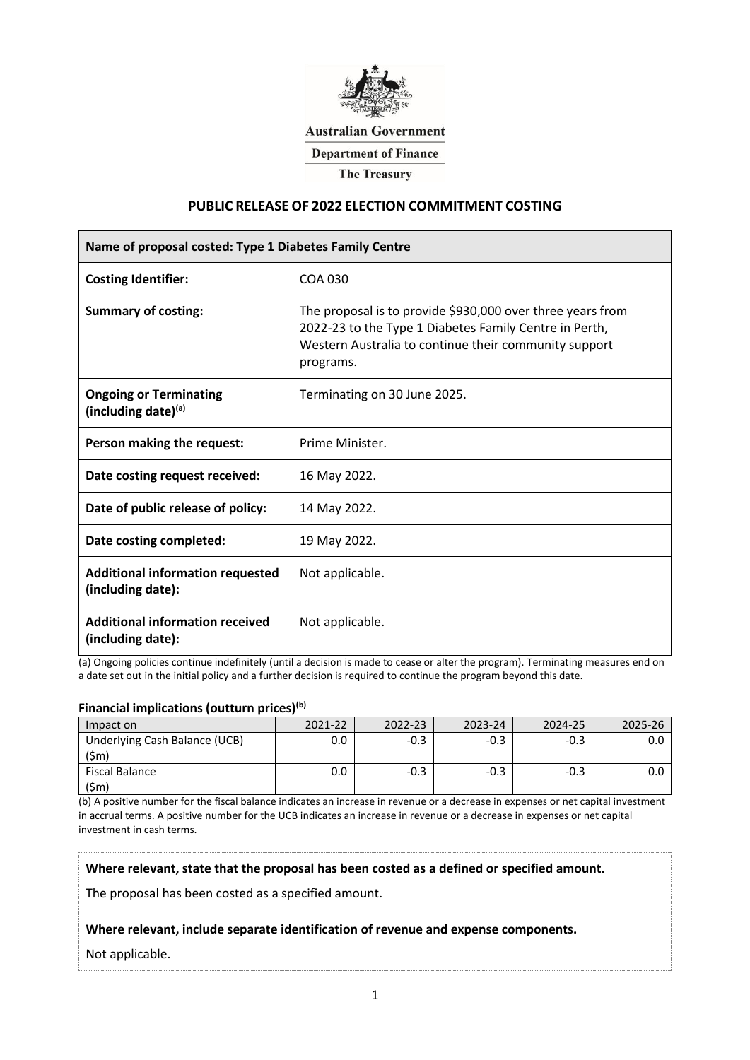Australian Government

Department of Finance

The Treasury

# PUBLIC RELEASE OF 2022 ELECTION COMMITMENT COSTING

| **Name of proposal costed: Type 1 Diabetes Family Centre** | |
|---|---|
| **Costing Identifier:** | COA 030 |
| **Summary of costing:** | The proposal is to provide $930,000 over three years from 2022-23 to the Type 1 Diabetes Family Centre in Perth, Western Australia to continue their community support programs. |
| **Ongoing or Terminating (including date)[(a)]** | Terminating on 30 June 2025. |
| **Person making the request:** | Prime Minister. |
| **Date costing request received:** | 16 May 2022. |
| **Date of public release of policy:** | 14 May 2022. |
| **Date costing completed:** | 19 May 2022. |
| **Additional information requested (including date):** | Not applicable. |
| **Additional information received (including date):** | Not applicable. |

(a) Ongoing policies continue indefinitely (until a decision is made to cease or alter the program). Terminating measures end on a date set out in the initial policy and a further decision is required to continue the program beyond this date.

### Financial implications (outturn prices)[(b)]

| Impact on | 2021-22 | 2022-23 | 2023-24 | 2024-25 | 2025-26 |
|---|---|---|---|---|---|
| Underlying Cash Balance (UCB) ($m) | 0.0 | -0.3 | -0.3 | -0.3 | 0.0 |
| Fiscal Balance ($m) | 0.0 | -0.3 | -0.3 | -0.3 | 0.0 |

(b) A positive number for the fiscal balance indicates an increase in revenue or a decrease in expenses or net capital investment in accrual terms. A positive number for the UCB indicates an increase in revenue or a decrease in expenses or net capital investment in cash terms.

**Where relevant, state that the proposal has been costed as a defined or specified amount.**

The proposal has been costed as a specified amount.

**Where relevant, include separate identification of revenue and expense components.**

Not applicable.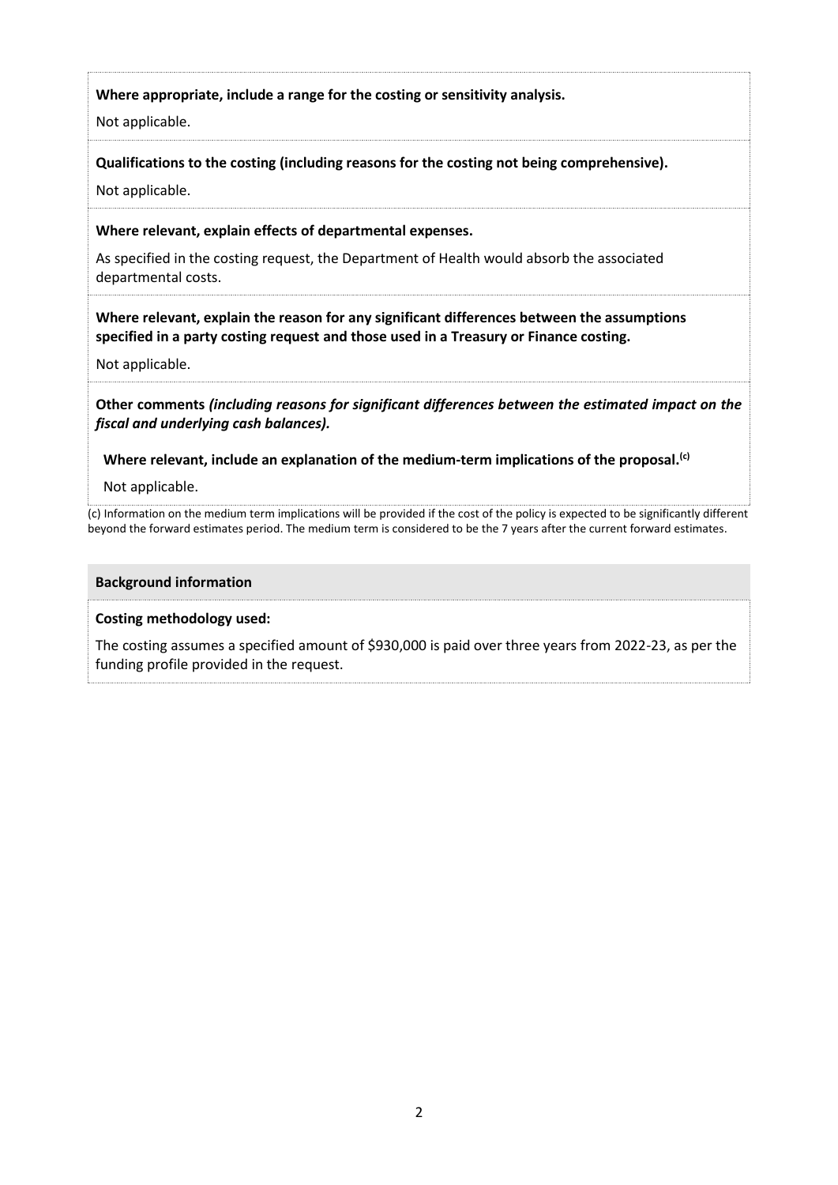**Where appropriate, include a range for the costing or sensitivity analysis.**

Not applicable.

**Qualifications to the costing (including reasons for the costing not being comprehensive).**

Not applicable.

**Where relevant, explain effects of departmental expenses.**

As specified in the costing request, the Department of Health would absorb the associated departmental costs.

**Where relevant, explain the reason for any significant differences between the assumptions specified in a party costing request and those used in a Treasury or Finance costing.**

Not applicable.

**Other comments** ***(including reasons for significant differences between the estimated impact on the fiscal and underlying cash balances).***

**Where relevant, include an explanation of the medium-term implications of the proposal.[(c)]**

Not applicable.

(c) Information on the medium term implications will be provided if the cost of the policy is expected to be significantly different beyond the forward estimates period. The medium term is considered to be the 7 years after the current forward estimates.

**Background information**

**Costing methodology used:**

The costing assumes a specified amount of $930,000 is paid over three years from 2022-23, as per the funding profile provided in the request.